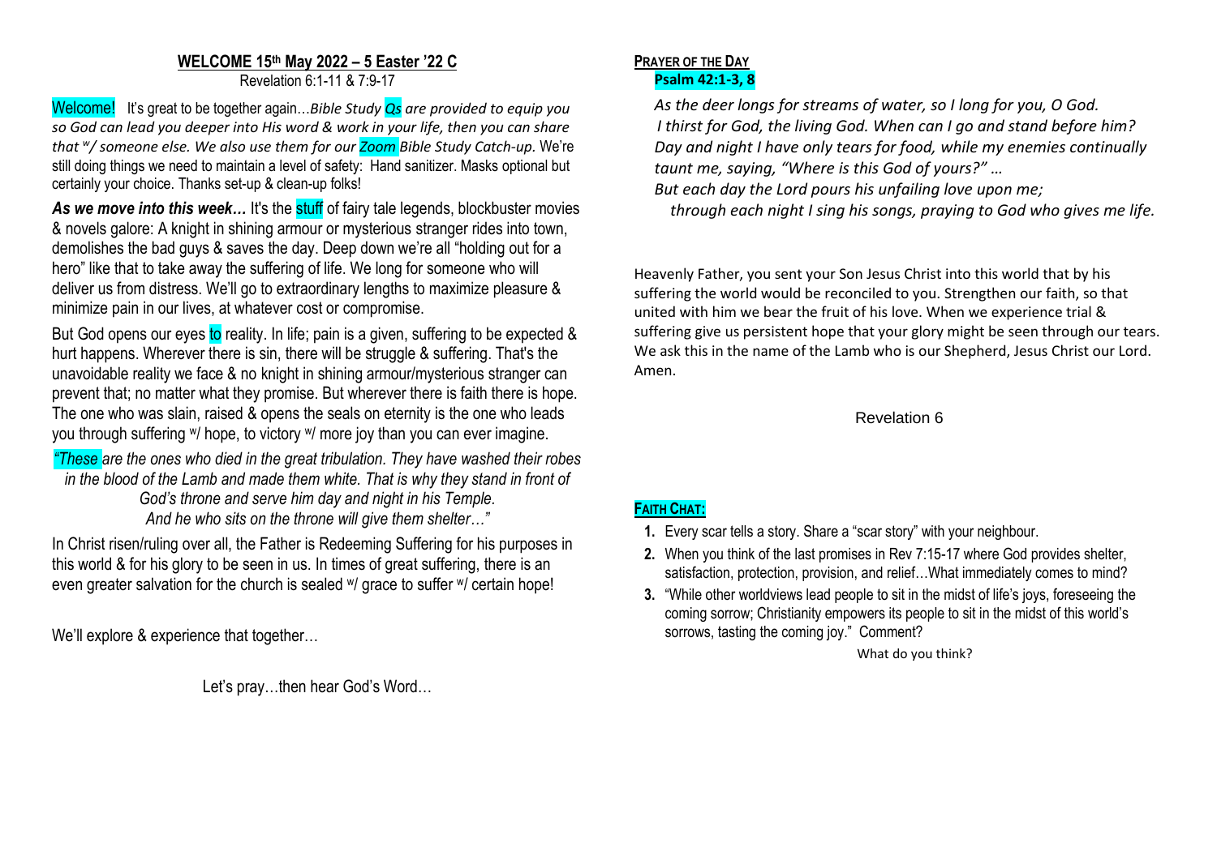## WELCOME 15th May 2022 – 5 Easter '22 C

Revelation 6:1-11 & 7:9-17

Welcome! It's great to be together again…*Bible Study Qs are provided to equip you so God can lead you deeper into His word & work in your life, then you can share that w/ someone else. We also use them for our Zoom Bible Study Catch-up.* We're still doing things we need to maintain a level of safety: Hand sanitizer. Masks optional but certainly your choice. Thanks set-up & clean-up folks!

***As we move into this week…*** It's the stuff of fairy tale legends, blockbuster movies & novels galore: A knight in shining armour or mysterious stranger rides into town, demolishes the bad guys & saves the day. Deep down we're all "holding out for a hero" like that to take away the suffering of life. We long for someone who will deliver us from distress. We'll go to extraordinary lengths to maximize pleasure & minimize pain in our lives, at whatever cost or compromise.

But God opens our eyes to reality. In life; pain is a given, suffering to be expected & hurt happens. Wherever there is sin, there will be struggle & suffering. That's the unavoidable reality we face & no knight in shining armour/mysterious stranger can prevent that; no matter what they promise. But wherever there is faith there is hope. The one who was slain, raised & opens the seals on eternity is the one who leads you through suffering w/ hope, to victory w/ more joy than you can ever imagine.

*"These are the ones who died in the great tribulation. They have washed their robes in the blood of the Lamb and made them white. That is why they stand in front of God's throne and serve him day and night in his Temple. And he who sits on the throne will give them shelter…"*

In Christ risen/ruling over all, the Father is Redeeming Suffering for his purposes in this world & for his glory to be seen in us. In times of great suffering, there is an even greater salvation for the church is sealed w/ grace to suffer w/ certain hope!

We'll explore & experience that together…

Let's pray…then hear God's Word…

### PRAYER OF THE DAY

**Psalm 42:1-3, 8**

*As the deer longs for streams of water, so I long for you, O God.*
*I thirst for God, the living God. When can I go and stand before him?*
*Day and night I have only tears for food, while my enemies continually taunt me, saying, "Where is this God of yours?" …*
*But each day the Lord pours his unfailing love upon me;*
*through each night I sing his songs, praying to God who gives me life.*

Heavenly Father, you sent your Son Jesus Christ into this world that by his suffering the world would be reconciled to you. Strengthen our faith, so that united with him we bear the fruit of his love. When we experience trial & suffering give us persistent hope that your glory might be seen through our tears. We ask this in the name of the Lamb who is our Shepherd, Jesus Christ our Lord. Amen.

Revelation 6

### FAITH CHAT:

1. Every scar tells a story. Share a "scar story" with your neighbour.
2. When you think of the last promises in Rev 7:15-17 where God provides shelter, satisfaction, protection, provision, and relief…What immediately comes to mind?
3. "While other worldviews lead people to sit in the midst of life's joys, foreseeing the coming sorrow; Christianity empowers its people to sit in the midst of this world's sorrows, tasting the coming joy." Comment?

What do you think?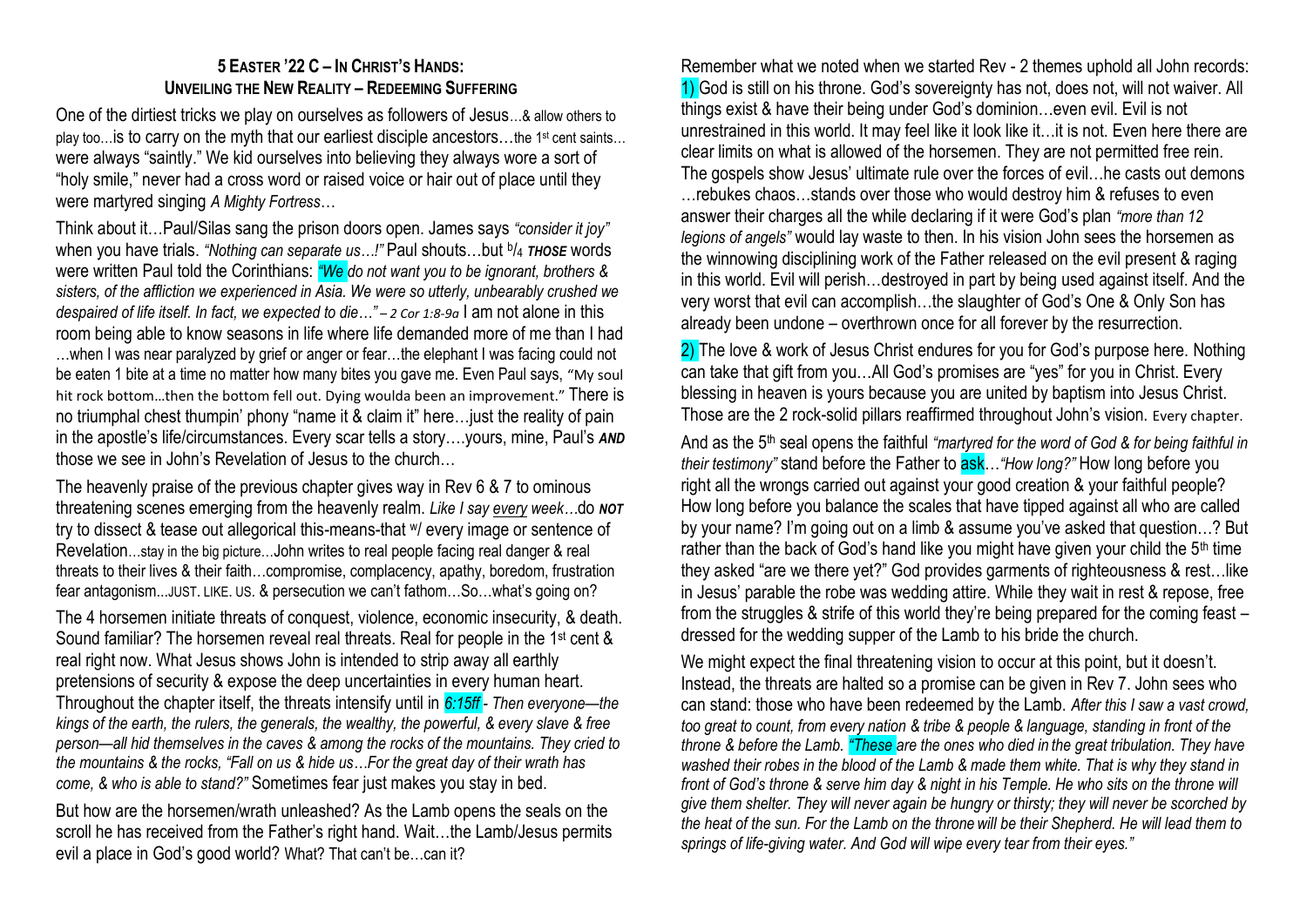### 5 EASTER '22 C – IN CHRIST'S HANDS: UNVEILING THE NEW REALITY – REDEEMING SUFFERING

One of the dirtiest tricks we play on ourselves as followers of Jesus…& allow others to play too…is to carry on the myth that our earliest disciple ancestors…the 1st cent saints…were always "saintly." We kid ourselves into believing they always wore a sort of "holy smile," never had a cross word or raised voice or hair out of place until they were martyred singing *A Mighty Fortress*…

Think about it…Paul/Silas sang the prison doors open. James says *"consider it joy"* when you have trials. *"Nothing can separate us…!"* Paul shouts…but b/4 ***THOSE*** words were written Paul told the Corinthians: *"We do not want you to be ignorant, brothers & sisters, of the affliction we experienced in Asia. We were so utterly, unbearably crushed we despaired of life itself. In fact, we expected to die…" – 2 Cor 1:8-9a* I am not alone in this room being able to know seasons in life where life demanded more of me than I had …when I was near paralyzed by grief or anger or fear…the elephant I was facing could not be eaten 1 bite at a time no matter how many bites you gave me. Even Paul says, "My soul hit rock bottom…then the bottom fell out. Dying woulda been an improvement." There is no triumphal chest thumpin' phony "name it & claim it" here…just the reality of pain in the apostle's life/circumstances. Every scar tells a story….yours, mine, Paul's ***AND*** those we see in John's Revelation of Jesus to the church…

The heavenly praise of the previous chapter gives way in Rev 6 & 7 to ominous threatening scenes emerging from the heavenly realm. *Like I say every week…*do ***NOT*** try to dissect & tease out allegorical this-means-that w/ every image or sentence of Revelation…stay in the big picture…John writes to real people facing real danger & real threats to their lives & their faith…compromise, complacency, apathy, boredom, frustration fear antagonism...JUST. LIKE. US. & persecution we can't fathom…So…what's going on?

The 4 horsemen initiate threats of conquest, violence, economic insecurity, & death. Sound familiar? The horsemen reveal real threats. Real for people in the 1st cent & real right now. What Jesus shows John is intended to strip away all earthly pretensions of security & expose the deep uncertainties in every human heart. Throughout the chapter itself, the threats intensify until in *6:15ff - Then everyone—the kings of the earth, the rulers, the generals, the wealthy, the powerful, & every slave & free person—all hid themselves in the caves & among the rocks of the mountains. They cried to the mountains & the rocks, "Fall on us & hide us…For the great day of their wrath has come, & who is able to stand?"* Sometimes fear just makes you stay in bed.

But how are the horsemen/wrath unleashed? As the Lamb opens the seals on the scroll he has received from the Father's right hand. Wait…the Lamb/Jesus permits evil a place in God's good world? What? That can't be…can it?

Remember what we noted when we started Rev - 2 themes uphold all John records: 1) God is still on his throne. God's sovereignty has not, does not, will not waiver. All things exist & have their being under God's dominion…even evil. Evil is not unrestrained in this world. It may feel like it look like it…it is not. Even here there are clear limits on what is allowed of the horsemen. They are not permitted free rein. The gospels show Jesus' ultimate rule over the forces of evil…he casts out demons …rebukes chaos…stands over those who would destroy him & refuses to even answer their charges all the while declaring if it were God's plan *"more than 12 legions of angels"* would lay waste to then. In his vision John sees the horsemen as the winnowing disciplining work of the Father released on the evil present & raging in this world. Evil will perish…destroyed in part by being used against itself. And the very worst that evil can accomplish…the slaughter of God's One & Only Son has already been undone – overthrown once for all forever by the resurrection.

2) The love & work of Jesus Christ endures for you for God's purpose here. Nothing can take that gift from you…All God's promises are "yes" for you in Christ. Every blessing in heaven is yours because you are united by baptism into Jesus Christ. Those are the 2 rock-solid pillars reaffirmed throughout John's vision. Every chapter.

And as the 5th seal opens the faithful *"martyred for the word of God & for being faithful in their testimony"* stand before the Father to ask…*"How long?"* How long before you right all the wrongs carried out against your good creation & your faithful people? How long before you balance the scales that have tipped against all who are called by your name? I'm going out on a limb & assume you've asked that question…? But rather than the back of God's hand like you might have given your child the 5th time they asked "are we there yet?" God provides garments of righteousness & rest…like in Jesus' parable the robe was wedding attire. While they wait in rest & repose, free from the struggles & strife of this world they're being prepared for the coming feast – dressed for the wedding supper of the Lamb to his bride the church.

We might expect the final threatening vision to occur at this point, but it doesn't. Instead, the threats are halted so a promise can be given in Rev 7. John sees who can stand: those who have been redeemed by the Lamb. *After this I saw a vast crowd, too great to count, from every nation & tribe & people & language, standing in front of the throne & before the Lamb. "These are the ones who died in the great tribulation. They have washed their robes in the blood of the Lamb & made them white. That is why they stand in front of God's throne & serve him day & night in his Temple. He who sits on the throne will give them shelter. They will never again be hungry or thirsty; they will never be scorched by the heat of the sun. For the Lamb on the throne will be their Shepherd. He will lead them to springs of life-giving water. And God will wipe every tear from their eyes."*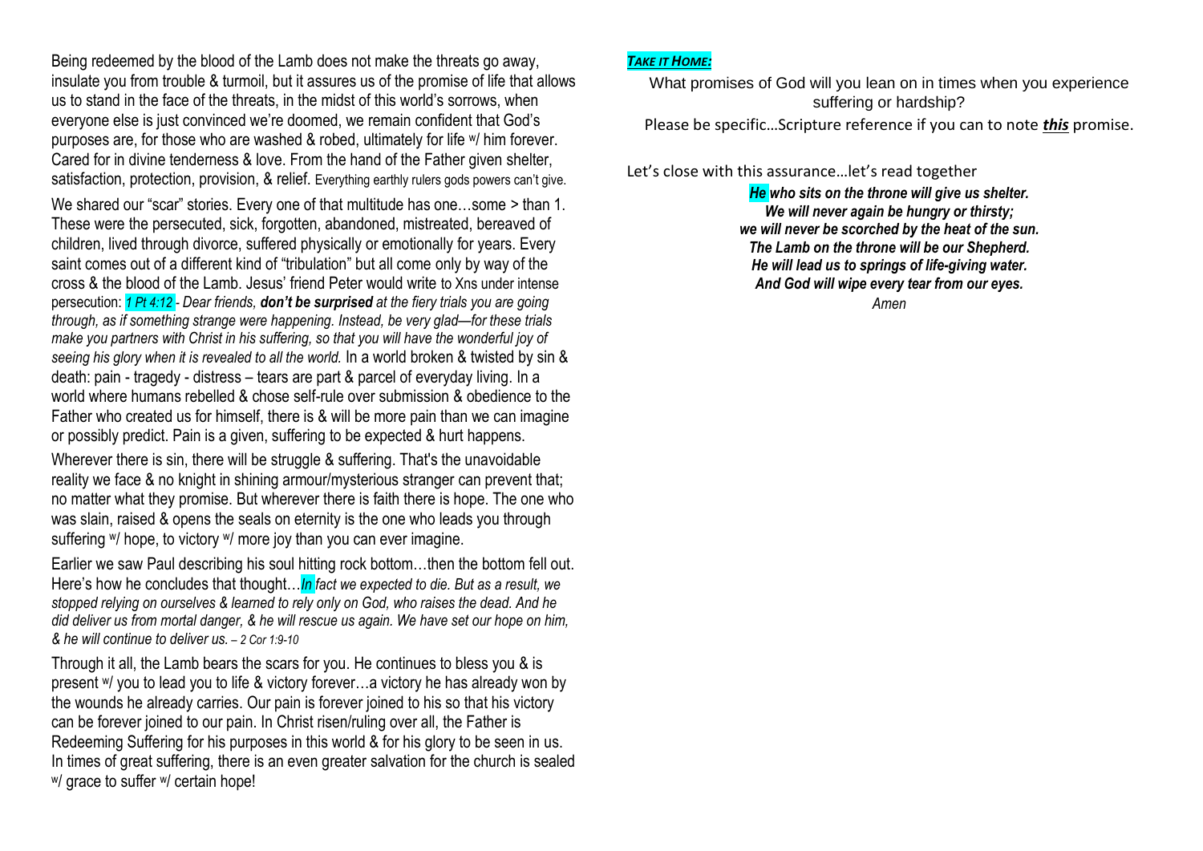Being redeemed by the blood of the Lamb does not make the threats go away, insulate you from trouble & turmoil, but it assures us of the promise of life that allows us to stand in the face of the threats, in the midst of this world's sorrows, when everyone else is just convinced we're doomed, we remain confident that God's purposes are, for those who are washed & robed, ultimately for life w/ him forever. Cared for in divine tenderness & love. From the hand of the Father given shelter, satisfaction, protection, provision, & relief. Everything earthly rulers gods powers can't give.

We shared our "scar" stories. Every one of that multitude has one…some > than 1. These were the persecuted, sick, forgotten, abandoned, mistreated, bereaved of children, lived through divorce, suffered physically or emotionally for years. Every saint comes out of a different kind of "tribulation" but all come only by way of the cross & the blood of the Lamb. Jesus' friend Peter would write to Xns under intense persecution: *1 Pt 4:12 - Dear friends, **don't be surprised** at the fiery trials you are going through, as if something strange were happening. Instead, be very glad—for these trials make you partners with Christ in his suffering, so that you will have the wonderful joy of seeing his glory when it is revealed to all the world.* In a world broken & twisted by sin & death: pain - tragedy - distress – tears are part & parcel of everyday living. In a world where humans rebelled & chose self-rule over submission & obedience to the Father who created us for himself, there is & will be more pain than we can imagine or possibly predict. Pain is a given, suffering to be expected & hurt happens.

Wherever there is sin, there will be struggle & suffering. That's the unavoidable reality we face & no knight in shining armour/mysterious stranger can prevent that; no matter what they promise. But wherever there is faith there is hope. The one who was slain, raised & opens the seals on eternity is the one who leads you through suffering w/ hope, to victory w/ more joy than you can ever imagine.

Earlier we saw Paul describing his soul hitting rock bottom…then the bottom fell out. Here's how he concludes that thought…*In fact we expected to die. But as a result, we stopped relying on ourselves & learned to rely only on God, who raises the dead. And he did deliver us from mortal danger, & he will rescue us again. We have set our hope on him, & he will continue to deliver us. – 2 Cor 1:9-10*

Through it all, the Lamb bears the scars for you. He continues to bless you & is present w/ you to lead you to life & victory forever…a victory he has already won by the wounds he already carries. Our pain is forever joined to his so that his victory can be forever joined to our pain. In Christ risen/ruling over all, the Father is Redeeming Suffering for his purposes in this world & for his glory to be seen in us. In times of great suffering, there is an even greater salvation for the church is sealed w/ grace to suffer w/ certain hope!

***Take it Home:***

What promises of God will you lean on in times when you experience suffering or hardship?

Please be specific…Scripture reference if you can to note ***this*** promise.

Let's close with this assurance…let's read together

***He who sits on the throne will give us shelter.***
***We will never again be hungry or thirsty;***
***we will never be scorched by the heat of the sun.***
***The Lamb on the throne will be our Shepherd.***
***He will lead us to springs of life-giving water.***
***And God will wipe every tear from our eyes.***
*Amen*